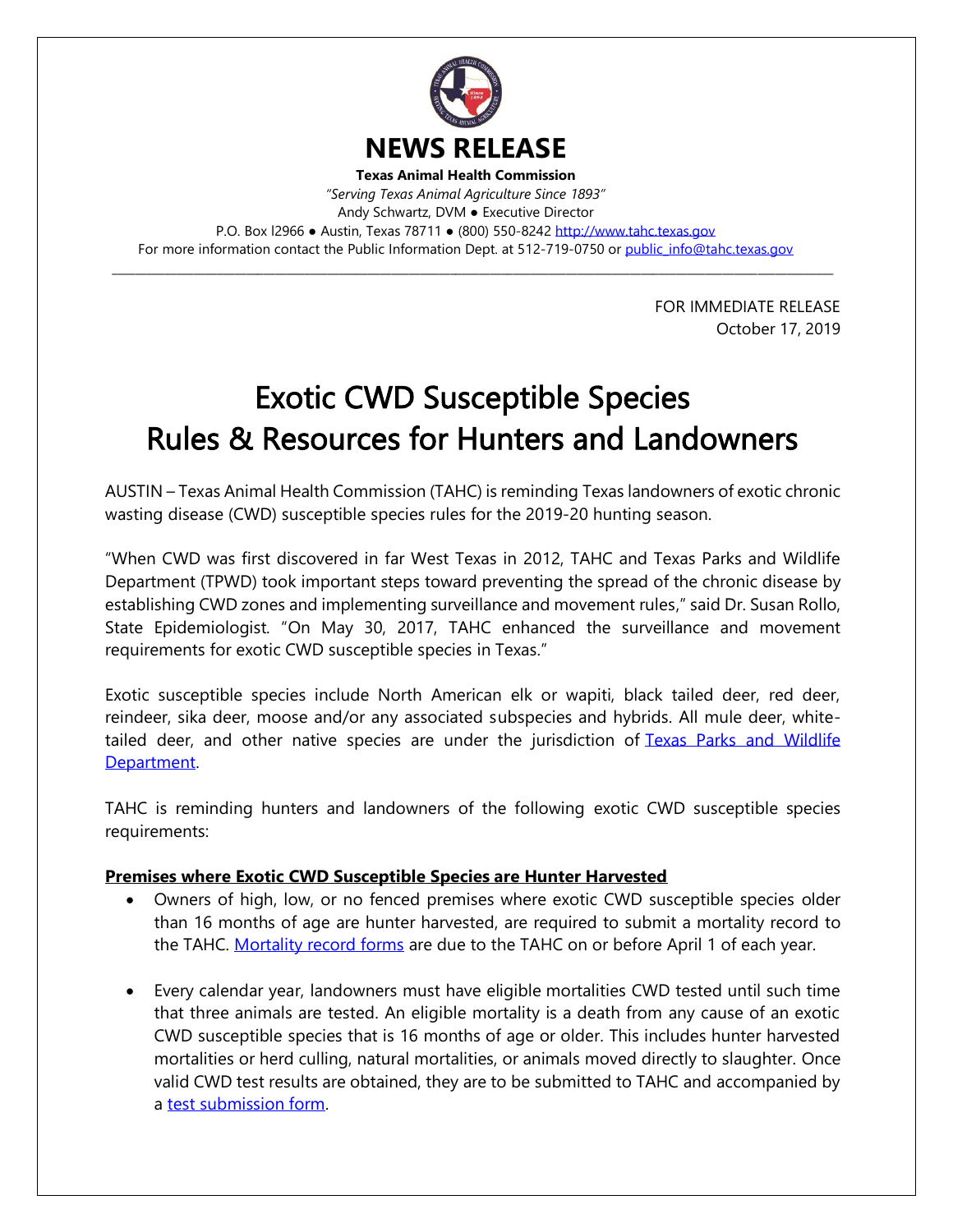# NEWS RELEASE

**Texas Animal Health Commission**

*"Serving Texas Animal Agriculture Since 1893"*

Andy Schwartz, DVM ● Executive Director

P.O. Box l2966 ● Austin, Texas 78711 ● (800) 550-8242 http://www.tahc.texas.gov

For more information contact the Public Information Dept. at 512-719-0750 or public_info@tahc.texas.gov

FOR IMMEDIATE RELEASE
October 17, 2019

# Exotic CWD Susceptible Species Rules & Resources for Hunters and Landowners

AUSTIN – Texas Animal Health Commission (TAHC) is reminding Texas landowners of exotic chronic wasting disease (CWD) susceptible species rules for the 2019-20 hunting season.

"When CWD was first discovered in far West Texas in 2012, TAHC and Texas Parks and Wildlife Department (TPWD) took important steps toward preventing the spread of the chronic disease by establishing CWD zones and implementing surveillance and movement rules," said Dr. Susan Rollo, State Epidemiologist. "On May 30, 2017, TAHC enhanced the surveillance and movement requirements for exotic CWD susceptible species in Texas."

Exotic susceptible species include North American elk or wapiti, black tailed deer, red deer, reindeer, sika deer, moose and/or any associated subspecies and hybrids. All mule deer, white-tailed deer, and other native species are under the jurisdiction of Texas Parks and Wildlife Department.

TAHC is reminding hunters and landowners of the following exotic CWD susceptible species requirements:

**Premises where Exotic CWD Susceptible Species are Hunter Harvested**

- Owners of high, low, or no fenced premises where exotic CWD susceptible species older than 16 months of age are hunter harvested, are required to submit a mortality record to the TAHC. Mortality record forms are due to the TAHC on or before April 1 of each year.

- Every calendar year, landowners must have eligible mortalities CWD tested until such time that three animals are tested. An eligible mortality is a death from any cause of an exotic CWD susceptible species that is 16 months of age or older. This includes hunter harvested mortalities or herd culling, natural mortalities, or animals moved directly to slaughter. Once valid CWD test results are obtained, they are to be submitted to TAHC and accompanied by a test submission form.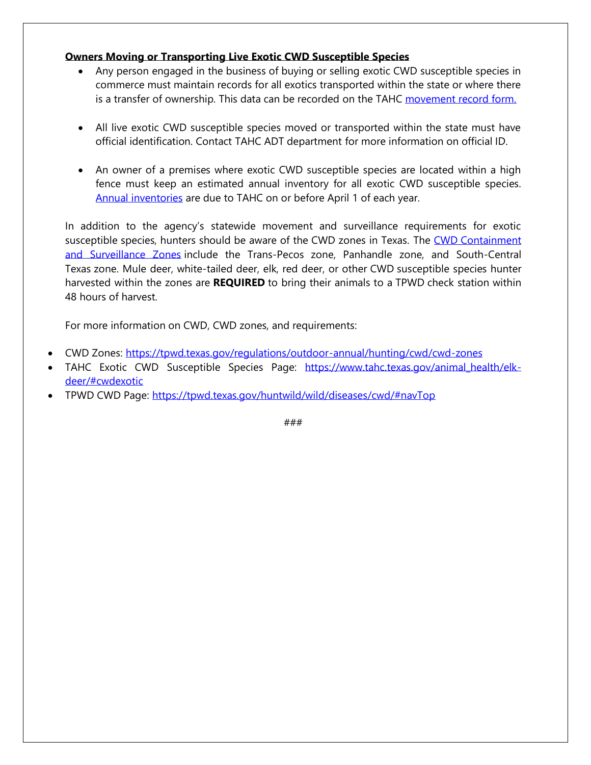**Owners Moving or Transporting Live Exotic CWD Susceptible Species**

- Any person engaged in the business of buying or selling exotic CWD susceptible species in commerce must maintain records for all exotics transported within the state or where there is a transfer of ownership. This data can be recorded on the TAHC movement record form.

- All live exotic CWD susceptible species moved or transported within the state must have official identification. Contact TAHC ADT department for more information on official ID.

- An owner of a premises where exotic CWD susceptible species are located within a high fence must keep an estimated annual inventory for all exotic CWD susceptible species. Annual inventories are due to TAHC on or before April 1 of each year.

In addition to the agency's statewide movement and surveillance requirements for exotic susceptible species, hunters should be aware of the CWD zones in Texas. The CWD Containment and Surveillance Zones include the Trans-Pecos zone, Panhandle zone, and South-Central Texas zone. Mule deer, white-tailed deer, elk, red deer, or other CWD susceptible species hunter harvested within the zones are **REQUIRED** to bring their animals to a TPWD check station within 48 hours of harvest.

For more information on CWD, CWD zones, and requirements:

- CWD Zones: https://tpwd.texas.gov/regulations/outdoor-annual/hunting/cwd/cwd-zones
- TAHC Exotic CWD Susceptible Species Page: https://www.tahc.texas.gov/animal_health/elk-deer/#cwdexotic
- TPWD CWD Page: https://tpwd.texas.gov/huntwild/wild/diseases/cwd/#navTop

###